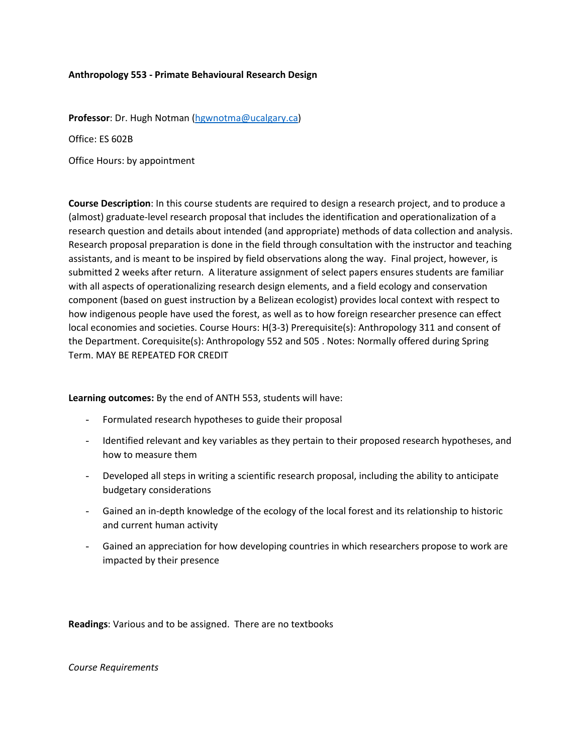**Anthropology 553 - Primate Behavioural Research Design**

**Professor**: Dr. Hugh Notman (hgwnotma@ucalgary.ca)

Office: ES 602B

Office Hours: by appointment

**Course Description**: In this course students are required to design a research project, and to produce a (almost) graduate-level research proposal that includes the identification and operationalization of a research question and details about intended (and appropriate) methods of data collection and analysis. Research proposal preparation is done in the field through consultation with the instructor and teaching assistants, and is meant to be inspired by field observations along the way. Final project, however, is submitted 2 weeks after return. A literature assignment of select papers ensures students are familiar with all aspects of operationalizing research design elements, and a field ecology and conservation component (based on guest instruction by a Belizean ecologist) provides local context with respect to how indigenous people have used the forest, as well as to how foreign researcher presence can effect local economies and societies. Course Hours: H(3-3) Prerequisite(s): Anthropology 311 and consent of the Department. Corequisite(s): Anthropology 552 and 505 . Notes: Normally offered during Spring Term. MAY BE REPEATED FOR CREDIT

**Learning outcomes:** By the end of ANTH 553, students will have:

- Formulated research hypotheses to guide their proposal
- Identified relevant and key variables as they pertain to their proposed research hypotheses, and how to measure them
- Developed all steps in writing a scientific research proposal, including the ability to anticipate budgetary considerations
- Gained an in-depth knowledge of the ecology of the local forest and its relationship to historic and current human activity
- Gained an appreciation for how developing countries in which researchers propose to work are impacted by their presence

**Readings**: Various and to be assigned. There are no textbooks

*Course Requirements*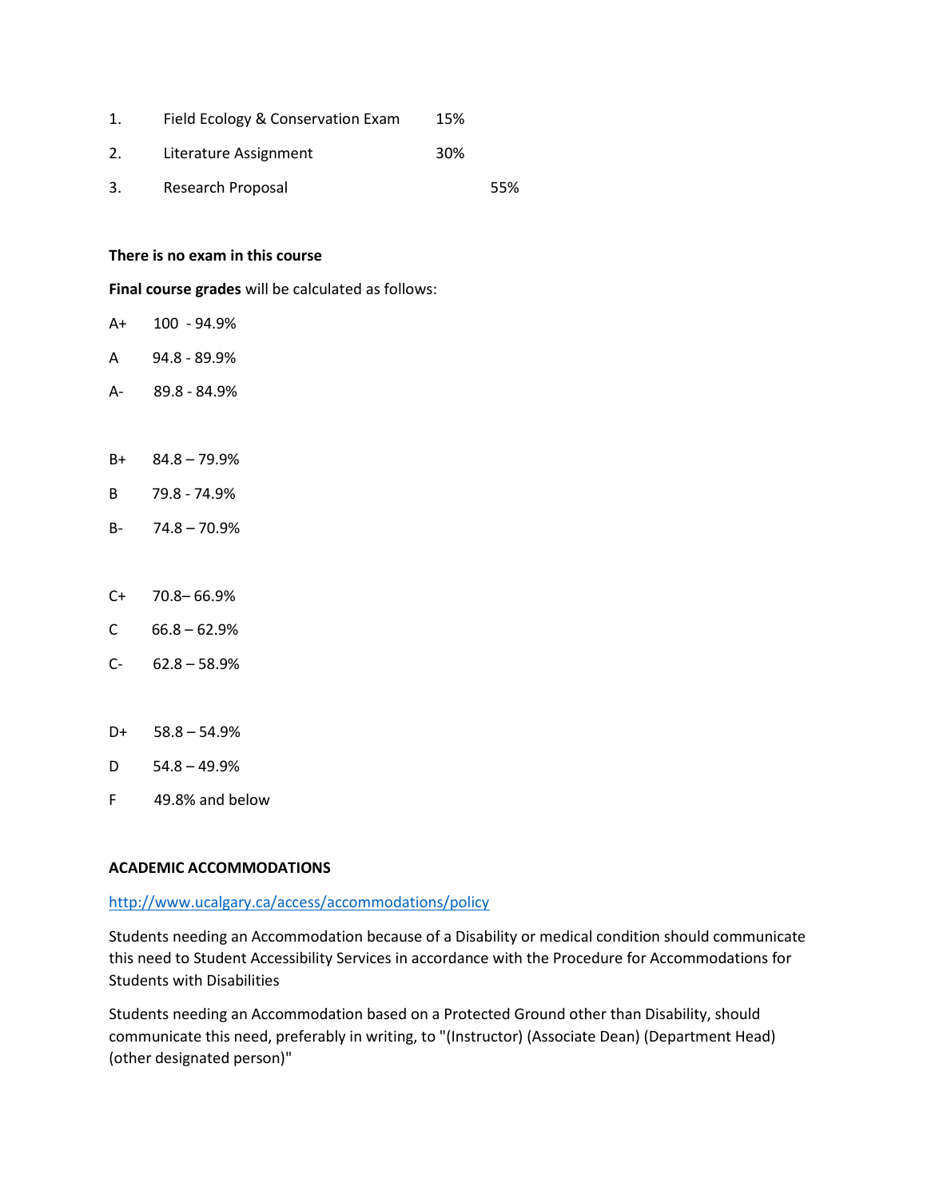1. Field Ecology & Conservation Exam 15%
2. Literature Assignment 30%
3. Research Proposal 55%

**There is no exam in this course**

**Final course grades** will be calculated as follows:

A+ 100 - 94.9%

A 94.8 - 89.9%

A- 89.8 - 84.9%

B+ 84.8 – 79.9%

B 79.8 - 74.9%

B- 74.8 – 70.9%

C+ 70.8– 66.9%

C 66.8 – 62.9%

C- 62.8 – 58.9%

D+ 58.8 – 54.9%

D 54.8 – 49.9%

F 49.8% and below

**ACADEMIC ACCOMMODATIONS**

http://www.ucalgary.ca/access/accommodations/policy

Students needing an Accommodation because of a Disability or medical condition should communicate this need to Student Accessibility Services in accordance with the Procedure for Accommodations for Students with Disabilities

Students needing an Accommodation based on a Protected Ground other than Disability, should communicate this need, preferably in writing, to "(Instructor) (Associate Dean) (Department Head) (other designated person)"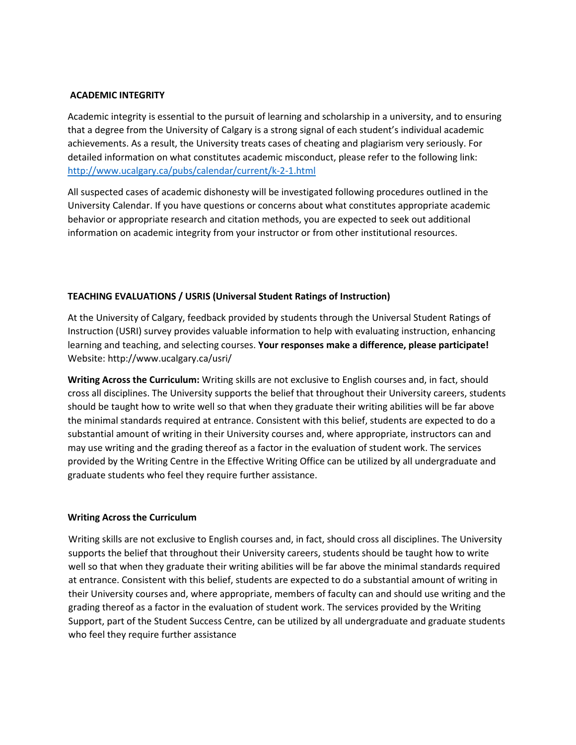## ACADEMIC INTEGRITY

Academic integrity is essential to the pursuit of learning and scholarship in a university, and to ensuring that a degree from the University of Calgary is a strong signal of each student's individual academic achievements. As a result, the University treats cases of cheating and plagiarism very seriously. For detailed information on what constitutes academic misconduct, please refer to the following link: [http://www.ucalgary.ca/pubs/calendar/current/k-2-1.html](http://www.ucalgary.ca/pubs/calendar/current/k-2-1.html)

All suspected cases of academic dishonesty will be investigated following procedures outlined in the University Calendar. If you have questions or concerns about what constitutes appropriate academic behavior or appropriate research and citation methods, you are expected to seek out additional information on academic integrity from your instructor or from other institutional resources.

## TEACHING EVALUATIONS / USRIS (Universal Student Ratings of Instruction)

At the University of Calgary, feedback provided by students through the Universal Student Ratings of Instruction (USRI) survey provides valuable information to help with evaluating instruction, enhancing learning and teaching, and selecting courses. **Your responses make a difference, please participate!** Website: http://www.ucalgary.ca/usri/

**Writing Across the Curriculum:** Writing skills are not exclusive to English courses and, in fact, should cross all disciplines. The University supports the belief that throughout their University careers, students should be taught how to write well so that when they graduate their writing abilities will be far above the minimal standards required at entrance. Consistent with this belief, students are expected to do a substantial amount of writing in their University courses and, where appropriate, instructors can and may use writing and the grading thereof as a factor in the evaluation of student work. The services provided by the Writing Centre in the Effective Writing Office can be utilized by all undergraduate and graduate students who feel they require further assistance.

## Writing Across the Curriculum

Writing skills are not exclusive to English courses and, in fact, should cross all disciplines. The University supports the belief that throughout their University careers, students should be taught how to write well so that when they graduate their writing abilities will be far above the minimal standards required at entrance. Consistent with this belief, students are expected to do a substantial amount of writing in their University courses and, where appropriate, members of faculty can and should use writing and the grading thereof as a factor in the evaluation of student work. The services provided by the Writing Support, part of the Student Success Centre, can be utilized by all undergraduate and graduate students who feel they require further assistance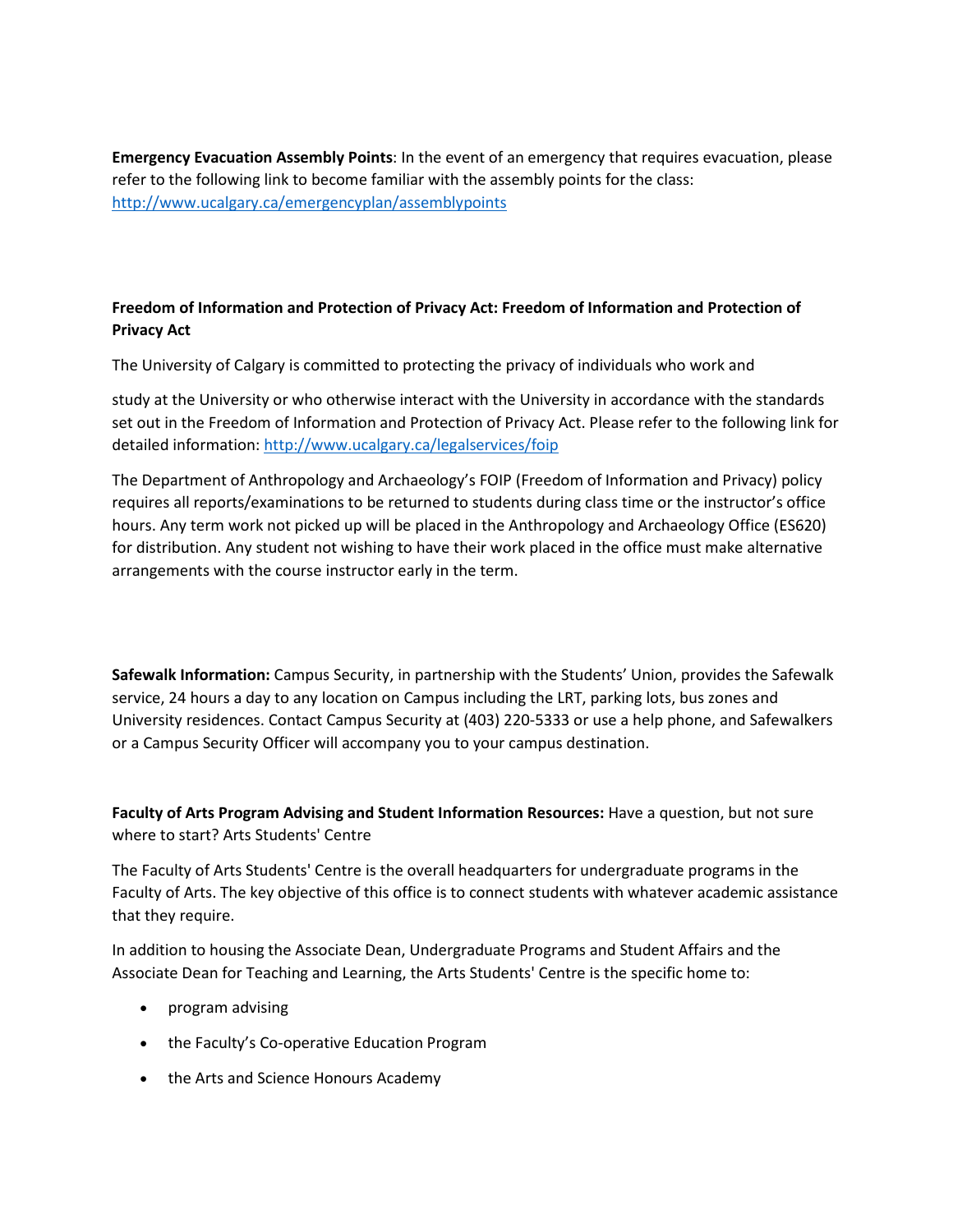**Emergency Evacuation Assembly Points**: In the event of an emergency that requires evacuation, please refer to the following link to become familiar with the assembly points for the class: [http://www.ucalgary.ca/emergencyplan/assemblypoints](http://www.ucalgary.ca/emergencyplan/assemblypoints)

**Freedom of Information and Protection of Privacy Act: Freedom of Information and Protection of Privacy Act**

The University of Calgary is committed to protecting the privacy of individuals who work and

study at the University or who otherwise interact with the University in accordance with the standards set out in the Freedom of Information and Protection of Privacy Act. Please refer to the following link for detailed information: [http://www.ucalgary.ca/legalservices/foip](http://www.ucalgary.ca/legalservices/foip)

The Department of Anthropology and Archaeology's FOIP (Freedom of Information and Privacy) policy requires all reports/examinations to be returned to students during class time or the instructor's office hours. Any term work not picked up will be placed in the Anthropology and Archaeology Office (ES620) for distribution. Any student not wishing to have their work placed in the office must make alternative arrangements with the course instructor early in the term.

**Safewalk Information:** Campus Security, in partnership with the Students' Union, provides the Safewalk service, 24 hours a day to any location on Campus including the LRT, parking lots, bus zones and University residences. Contact Campus Security at (403) 220-5333 or use a help phone, and Safewalkers or a Campus Security Officer will accompany you to your campus destination.

**Faculty of Arts Program Advising and Student Information Resources:** Have a question, but not sure where to start? Arts Students' Centre

The Faculty of Arts Students' Centre is the overall headquarters for undergraduate programs in the Faculty of Arts. The key objective of this office is to connect students with whatever academic assistance that they require.

In addition to housing the Associate Dean, Undergraduate Programs and Student Affairs and the Associate Dean for Teaching and Learning, the Arts Students' Centre is the specific home to:

- program advising
- the Faculty's Co-operative Education Program
- the Arts and Science Honours Academy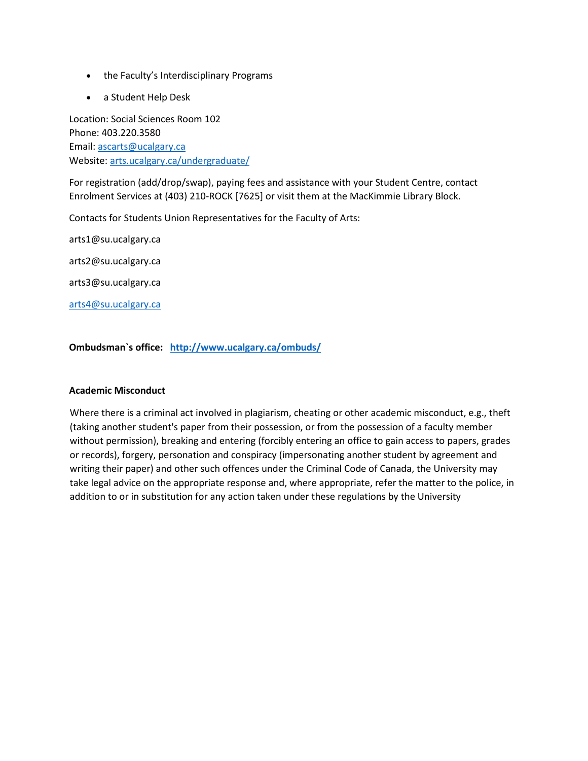- the Faculty's Interdisciplinary Programs
- a Student Help Desk

Location: Social Sciences Room 102
Phone: 403.220.3580
Email: ascarts@ucalgary.ca
Website: arts.ucalgary.ca/undergraduate/

For registration (add/drop/swap), paying fees and assistance with your Student Centre, contact Enrolment Services at (403) 210-ROCK [7625] or visit them at the MacKimmie Library Block.

Contacts for Students Union Representatives for the Faculty of Arts:

arts1@su.ucalgary.ca

arts2@su.ucalgary.ca

arts3@su.ucalgary.ca

arts4@su.ucalgary.ca

**Ombudsman`s office: http://www.ucalgary.ca/ombuds/**

**Academic Misconduct**

Where there is a criminal act involved in plagiarism, cheating or other academic misconduct, e.g., theft (taking another student's paper from their possession, or from the possession of a faculty member without permission), breaking and entering (forcibly entering an office to gain access to papers, grades or records), forgery, personation and conspiracy (impersonating another student by agreement and writing their paper) and other such offences under the Criminal Code of Canada, the University may take legal advice on the appropriate response and, where appropriate, refer the matter to the police, in addition to or in substitution for any action taken under these regulations by the University